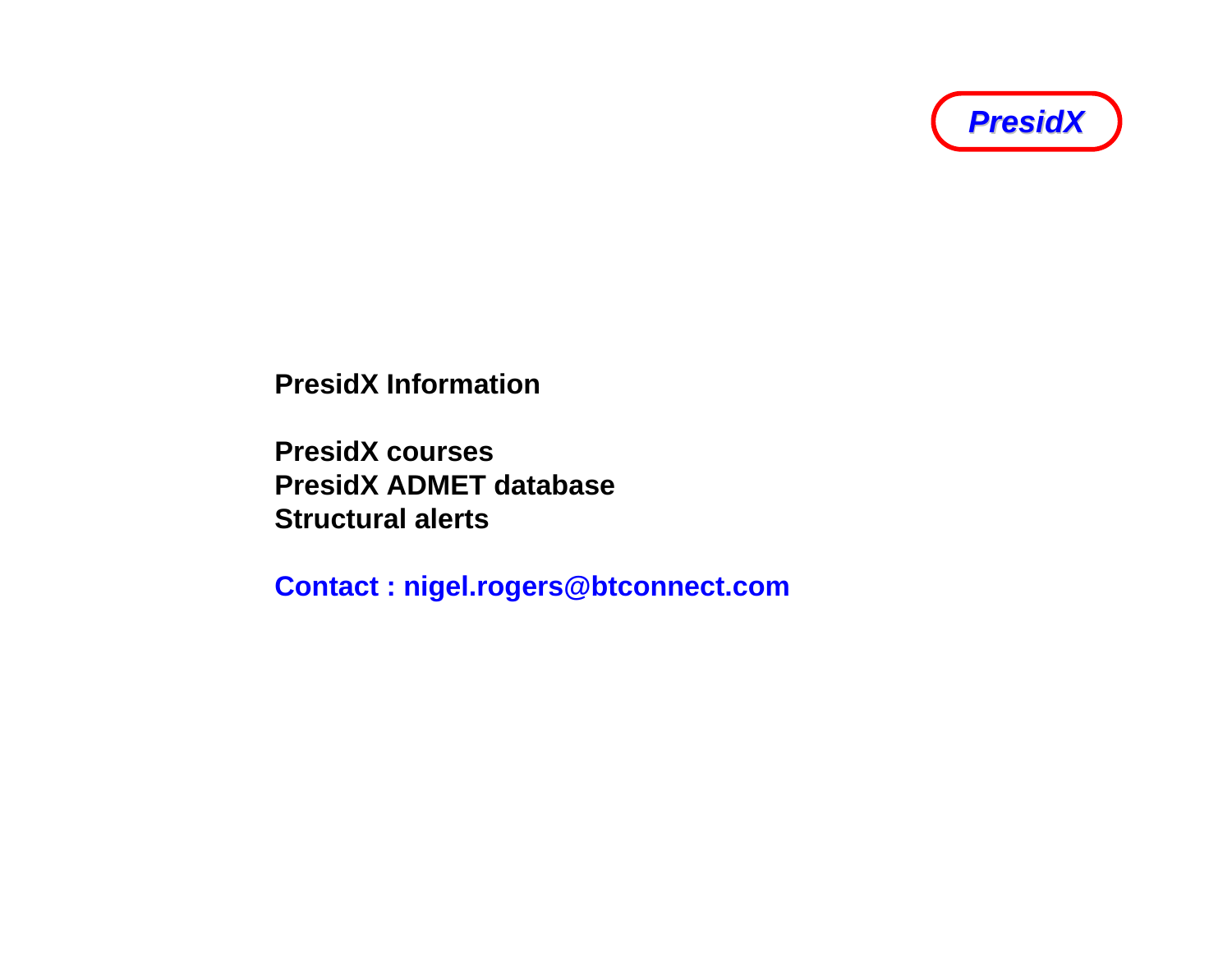*PresidX*

**PresidX Information**

**PresidX courses**
**PresidX ADMET database**
**Structural alerts**

**Contact : nigel.rogers@btconnect.com**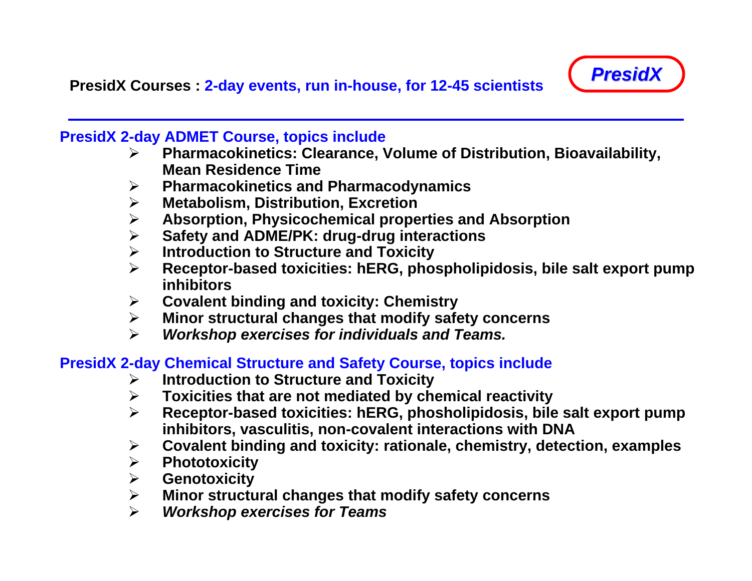**PresidX Courses : 2-day events, run in-house, for 12-45 scientists**

**PresidX**

---

## PresidX 2-day ADMET Course, topics include

- **Pharmacokinetics: Clearance, Volume of Distribution, Bioavailability, Mean Residence Time**
- **Pharmacokinetics and Pharmacodynamics**
- **Metabolism, Distribution, Excretion**
- **Absorption, Physicochemical properties and Absorption**
- **Safety and ADME/PK: drug-drug interactions**
- **Introduction to Structure and Toxicity**
- **Receptor-based toxicities: hERG, phospholipidosis, bile salt export pump inhibitors**
- **Covalent binding and toxicity: Chemistry**
- **Minor structural changes that modify safety concerns**
- ***Workshop exercises for individuals and Teams.***

## PresidX 2-day Chemical Structure and Safety Course, topics include

- **Introduction to Structure and Toxicity**
- **Toxicities that are not mediated by chemical reactivity**
- **Receptor-based toxicities: hERG, phosholipidosis, bile salt export pump inhibitors, vasculitis, non-covalent interactions with DNA**
- **Covalent binding and toxicity: rationale, chemistry, detection, examples**
- **Phototoxicity**
- **Genotoxicity**
- **Minor structural changes that modify safety concerns**
- ***Workshop exercises for Teams***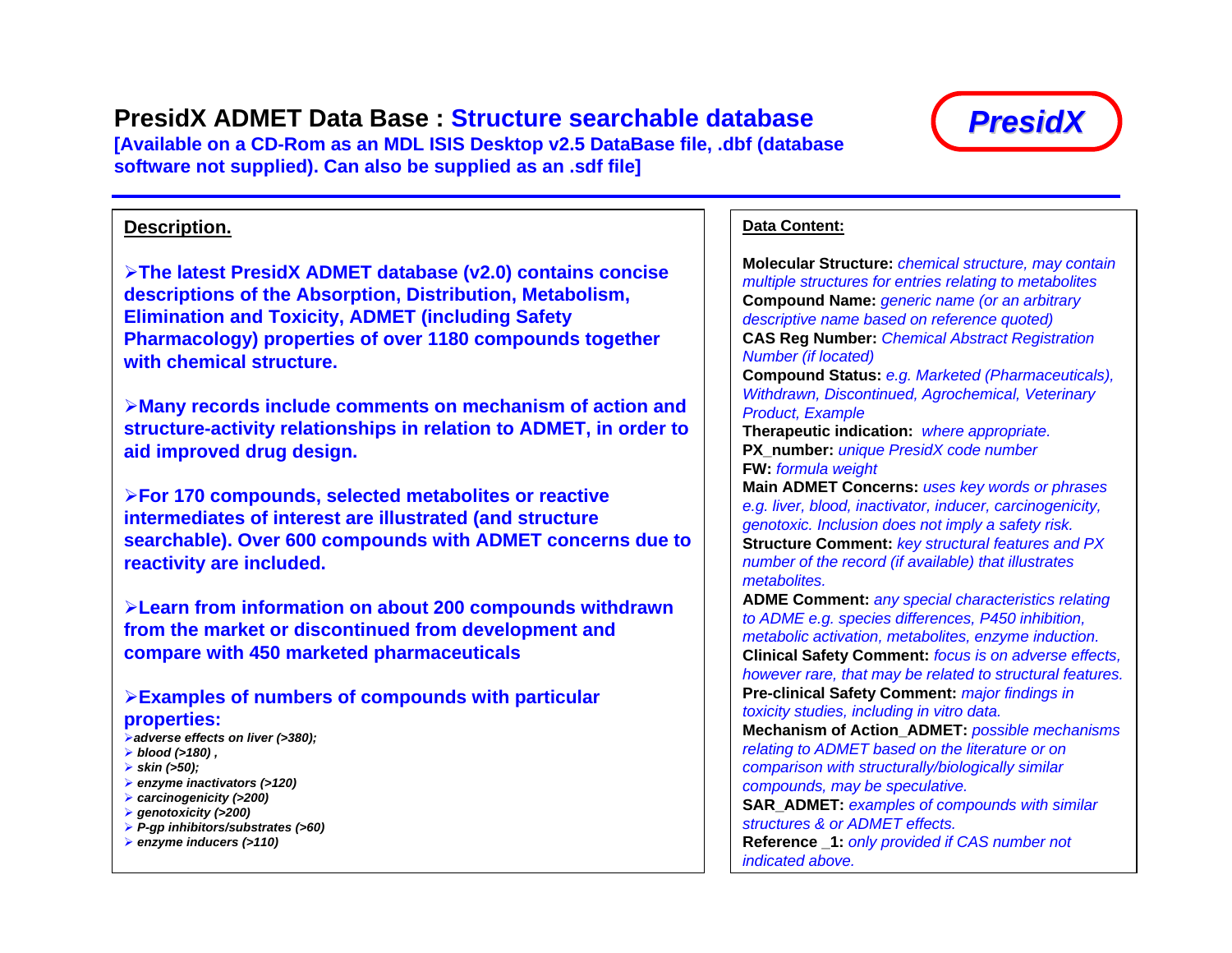# PresidX ADMET Data Base : Structure searchable database

**[Available on a CD-Rom as an MDL ISIS Desktop v2.5 DataBase file, .dbf (database software not supplied). Can also be supplied as an .sdf file]**

PresidX

## Description.

- **The latest PresidX ADMET database (v2.0) contains concise descriptions of the Absorption, Distribution, Metabolism, Elimination and Toxicity, ADMET (including Safety Pharmacology) properties of over 1180 compounds together with chemical structure.**

- **Many records include comments on mechanism of action and structure-activity relationships in relation to ADMET, in order to aid improved drug design.**

- **For 170 compounds, selected metabolites or reactive intermediates of interest are illustrated (and structure searchable). Over 600 compounds with ADMET concerns due to reactivity are included.**

- **Learn from information on about 200 compounds withdrawn from the market or discontinued from development and compare with 450 marketed pharmaceuticals**

- **Examples of numbers of compounds with particular properties:**
  - ***adverse effects on liver (>380);***
  - ***blood (>180) ,***
  - ***skin (>50);***
  - ***enzyme inactivators (>120)***
  - ***carcinogenicity (>200)***
  - ***genotoxicity (>200)***
  - ***P-gp inhibitors/substrates (>60)***
  - ***enzyme inducers (>110)***

## Data Content:

**Molecular Structure:** *chemical structure, may contain multiple structures for entries relating to metabolites*
**Compound Name:** *generic name (or an arbitrary descriptive name based on reference quoted)*
**CAS Reg Number:** *Chemical Abstract Registration Number (if located)*
**Compound Status:** *e.g. Marketed (Pharmaceuticals), Withdrawn, Discontinued, Agrochemical, Veterinary Product, Example*
**Therapeutic indication:** *where appropriate.*
**PX_number:** *unique PresidX code number*
**FW:** *formula weight*
**Main ADMET Concerns:** *uses key words or phrases e.g. liver, blood, inactivator, inducer, carcinogenicity, genotoxic. Inclusion does not imply a safety risk.*
**Structure Comment:** *key structural features and PX number of the record (if available) that illustrates metabolites.*
**ADME Comment:** *any special characteristics relating to ADME e.g. species differences, P450 inhibition, metabolic activation, metabolites, enzyme induction.*
**Clinical Safety Comment:** *focus is on adverse effects, however rare, that may be related to structural features.*
**Pre-clinical Safety Comment:** *major findings in toxicity studies, including in vitro data.*
**Mechanism of Action_ADMET:** *possible mechanisms relating to ADMET based on the literature or on comparison with structurally/biologically similar compounds, may be speculative.*
**SAR_ADMET:** *examples of compounds with similar structures & or ADMET effects.*
**Reference _1:** *only provided if CAS number not indicated above.*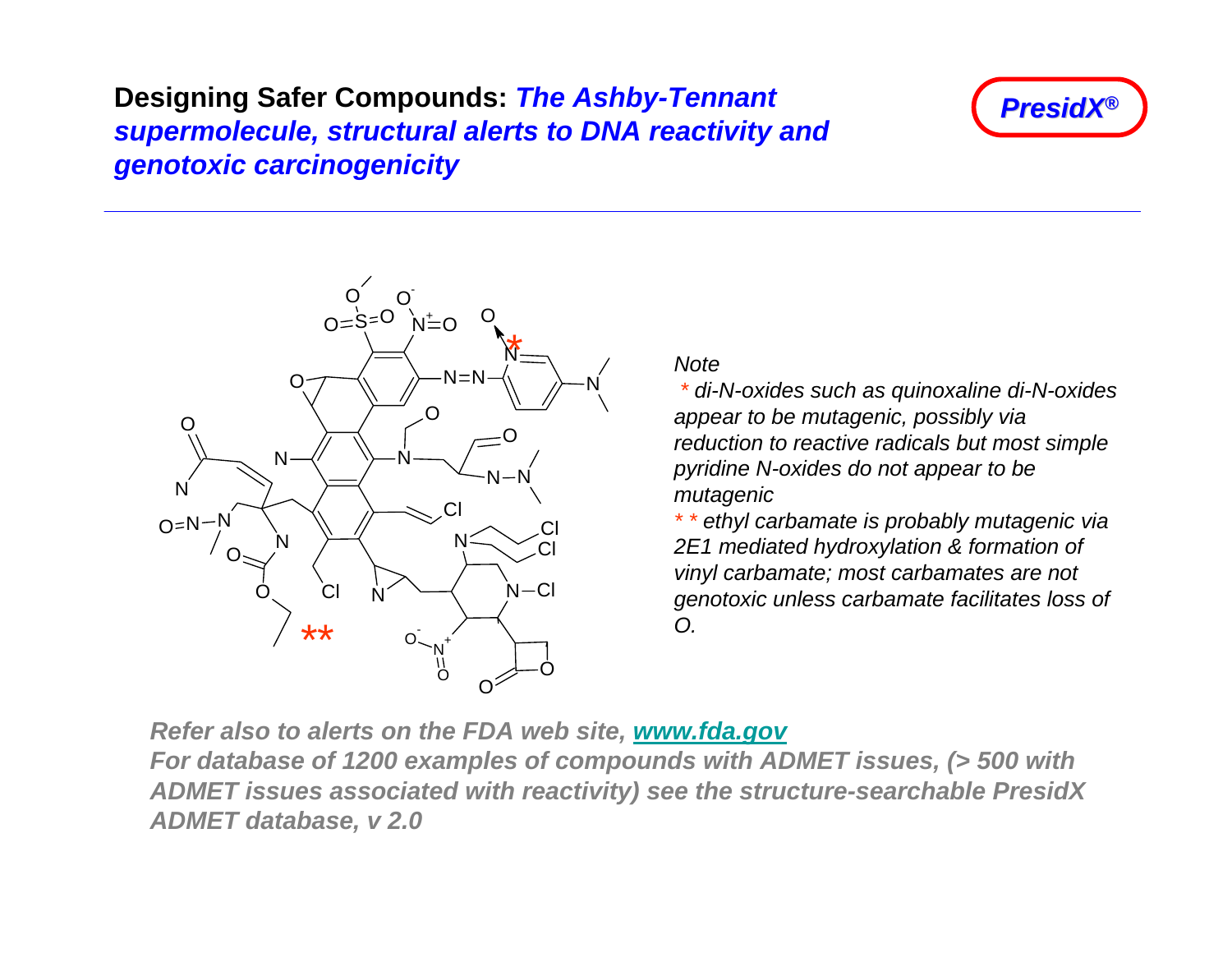**Designing Safer Compounds:** ***The Ashby-Tennant supermolecule, structural alerts to DNA reactivity and genotoxic carcinogenicity***

***PresidX®***

*Note*

*\* di-N-oxides such as quinoxaline di-N-oxides appear to be mutagenic, possibly via reduction to reactive radicals but most simple pyridine N-oxides do not appear to be mutagenic*

*\*\* ethyl carbamate is probably mutagenic via 2E1 mediated hydroxylation & formation of vinyl carbamate; most carbamates are not genotoxic unless carbamate facilitates loss of O.*

***Refer also to alerts on the FDA web site, [www.fda.gov](http://www.fda.gov)***

***For database of 1200 examples of compounds with ADMET issues, (> 500 with ADMET issues associated with reactivity) see the structure-searchable PresidX ADMET database, v 2.0***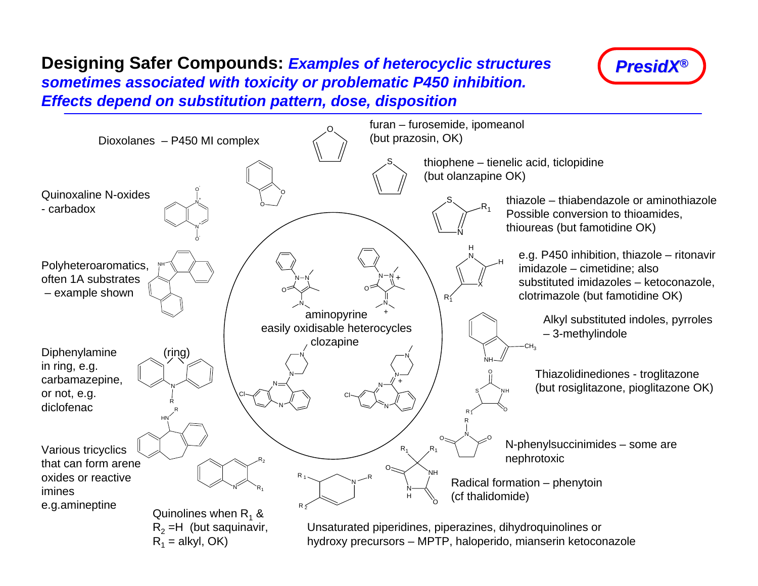# Designing Safer Compounds: *Examples of heterocyclic structures sometimes associated with toxicity or problematic P450 inhibition. Effects depend on substitution pattern, dose, disposition*

**PresidX®**

Dioxolanes – P450 MI complex

furan – furosemide, ipomeanol (but prazosin, OK)

thiophene – tienelic acid, ticlopidine (but olanzapine OK)

Quinoxaline N-oxides - carbadox

thiazole – thiabendazole or aminothiazole Possible conversion to thioamides, thioureas (but famotidine OK)

e.g. P450 inhibition, thiazole – ritonavir imidazole – cimetidine; also substituted imidazoles – ketoconazole, clotrimazole (but famotidine OK)

Polyheteroaromatics, often 1A substrates – example shown

aminopyrine

easily oxidisable heterocycles

clozapine

Alkyl substituted indoles, pyrroles – 3-methylindole

Diphenylamine in ring, e.g. carbamazepine, or not, e.g. diclofenac

(ring)

Thiazolidinediones - troglitazone (but rosiglitazone, pioglitazone OK)

N-phenylsuccinimides – some are nephrotoxic

Various tricyclics that can form arene oxides or reactive imines e.g.amineptine

Radical formation – phenytoin (cf thalidomide)

Quinolines when $R_1$ & $R_2$ =H (but saquinavir, $R_1$ = alkyl, OK)

Unsaturated piperidines, piperazines, dihydroquinolines or hydroxy precursors – MPTP, haloperido, mianserin ketoconazole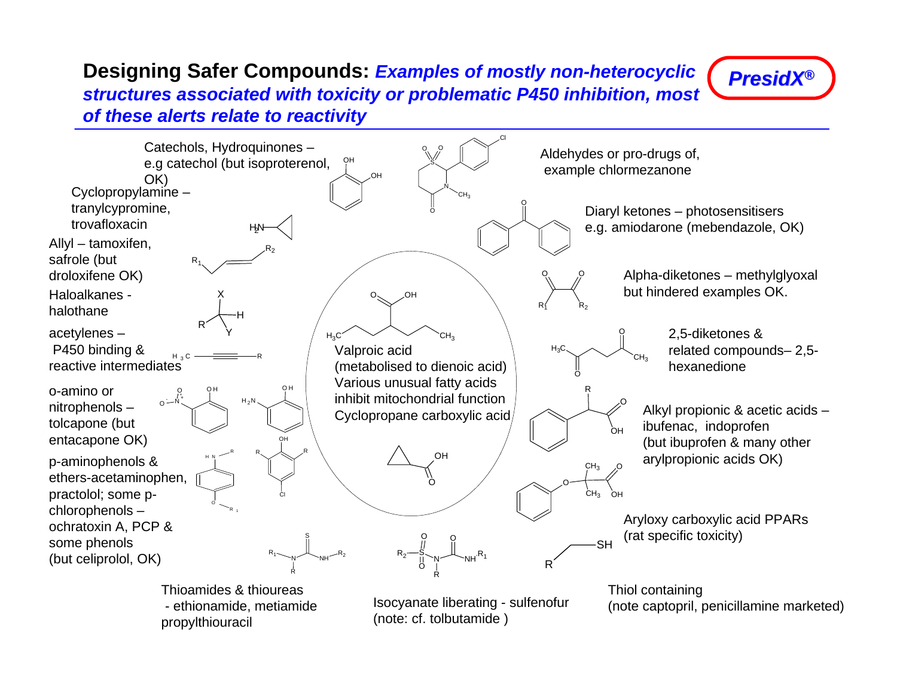# **Designing Safer Compounds:** *Examples of mostly non-heterocyclic structures associated with toxicity or problematic P450 inhibition, most of these alerts relate to reactivity*

*PresidX®*

Catechols, Hydroquinones – e.g catechol (but isoproterenol, OK)

Aldehydes or pro-drugs of, example chlormezanone

Cyclopropylamine – tranylcypromine, trovafloxacin

Diaryl ketones – photosensitisers e.g. amiodarone (mebendazole, OK)

Allyl – tamoxifen, safrole (but droloxifene OK)

Alpha-diketones – methylglyoxal but hindered examples OK.

Haloalkanes - halothane

acetylenes – P450 binding & reactive intermediates

2,5-diketones & related compounds– 2,5-hexanedione

Valproic acid (metabolised to dienoic acid)
Various unusual fatty acids inhibit mitochondrial function
Cyclopropane carboxylic acid

o-amino or nitrophenols – tolcapone (but entacapone OK)

Alkyl propionic & acetic acids – ibufenac, indoprofen (but ibuprofen & many other arylpropionic acids OK)

p-aminophenols & ethers-acetaminophen, practolol; some p-chlorophenols – ochratoxin A, PCP & some phenols (but celiprolol, OK)

Aryloxy carboxylic acid PPARs (rat specific toxicity)

Thioamides & thioureas - ethionamide, metiamide propylthiouracil

Isocyanate liberating - sulfenofur (note: cf. tolbutamide )

Thiol containing (note captopril, penicillamine marketed)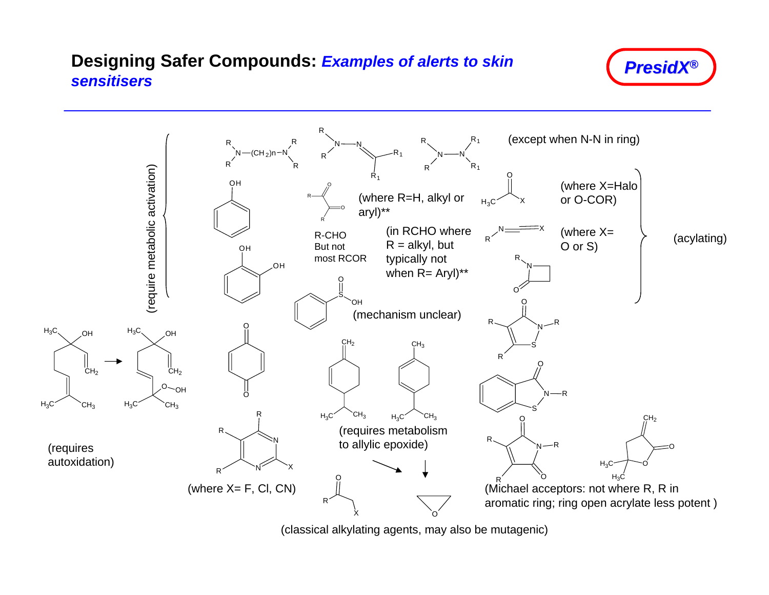# Designing Safer Compounds: *Examples of alerts to skin sensitisers*

PresidX®

(require metabolic activation)

(except when N-N in ring)

(where R=H, alkyl or aryl)**

(where X=Halo or O-COR)

R-CHO But not most RCOR

(in RCHO where R = alkyl, but typically not when R= Aryl)**

(where X= O or S)

(acylating)

(mechanism unclear)

(requires autoxidation)

(requires metabolism to allylic epoxide)

(where X= F, Cl, CN)

(Michael acceptors: not where R, R in aromatic ring; ring open acrylate less potent )

(classical alkylating agents, may also be mutagenic)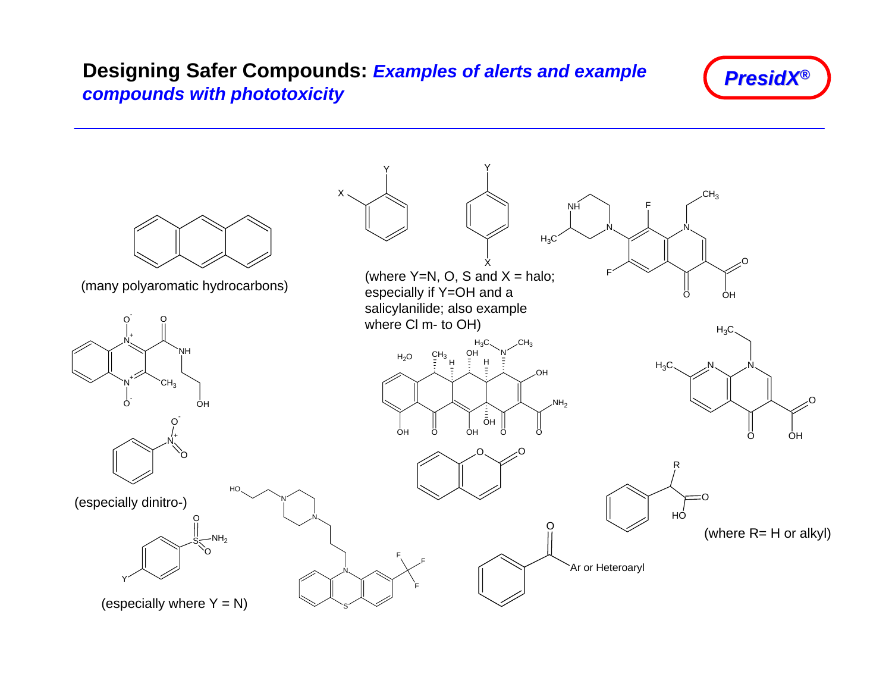## Designing Safer Compounds: *Examples of alerts and example compounds with phototoxicity*

**PresidX®**

(many polyaromatic hydrocarbons)

(where Y=N, O, S and X = halo; especially if Y=OH and a salicylanilide; also example where Cl m- to OH)

(especially dinitro-)

(especially where Y = N)

Ar or Heteroaryl

(where R= H or alkyl)